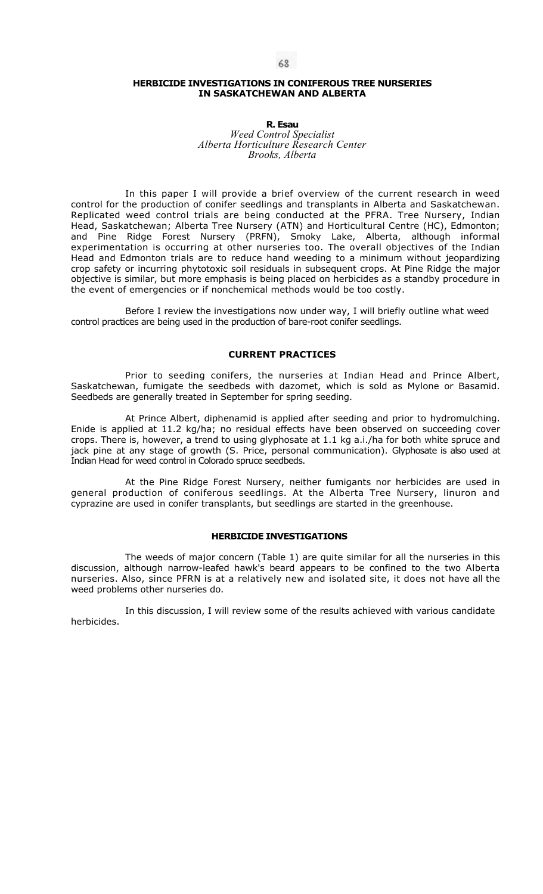# HERBICIDE INVESTIGATIONS IN CONIFEROUS TREE NURSERIES IN SASKATCHEWAN AND ALBERTA

**R. Esau**
*Weed Control Specialist*
*Alberta Horticulture Research Center*
*Brooks, Alberta*

In this paper I will provide a brief overview of the current research in weed control for the production of conifer seedlings and transplants in Alberta and Saskatchewan. Replicated weed control trials are being conducted at the PFRA. Tree Nursery, Indian Head, Saskatchewan; Alberta Tree Nursery (ATN) and Horticultural Centre (HC), Edmonton; and Pine Ridge Forest Nursery (PRFN), Smoky Lake, Alberta, although informal experimentation is occurring at other nurseries too. The overall objectives of the Indian Head and Edmonton trials are to reduce hand weeding to a minimum without jeopardizing crop safety or incurring phytotoxic soil residuals in subsequent crops. At Pine Ridge the major objective is similar, but more emphasis is being placed on herbicides as a standby procedure in the event of emergencies or if nonchemical methods would be too costly.

Before I review the investigations now under way, I will briefly outline what weed control practices are being used in the production of bare-root conifer seedlings.

## CURRENT PRACTICES

Prior to seeding conifers, the nurseries at Indian Head and Prince Albert, Saskatchewan, fumigate the seedbeds with dazomet, which is sold as Mylone or Basamid. Seedbeds are generally treated in September for spring seeding.

At Prince Albert, diphenamid is applied after seeding and prior to hydromulching. Enide is applied at 11.2 kg/ha; no residual effects have been observed on succeeding cover crops. There is, however, a trend to using glyphosate at 1.1 kg a.i./ha for both white spruce and jack pine at any stage of growth (S. Price, personal communication). Glyphosate is also used at Indian Head for weed control in Colorado spruce seedbeds.

At the Pine Ridge Forest Nursery, neither fumigants nor herbicides are used in general production of coniferous seedlings. At the Alberta Tree Nursery, linuron and cyprazine are used in conifer transplants, but seedlings are started in the greenhouse.

## HERBICIDE INVESTIGATIONS

The weeds of major concern (Table 1) are quite similar for all the nurseries in this discussion, although narrow-leafed hawk's beard appears to be confined to the two Alberta nurseries. Also, since PFRN is at a relatively new and isolated site, it does not have all the weed problems other nurseries do.

In this discussion, I will review some of the results achieved with various candidate herbicides.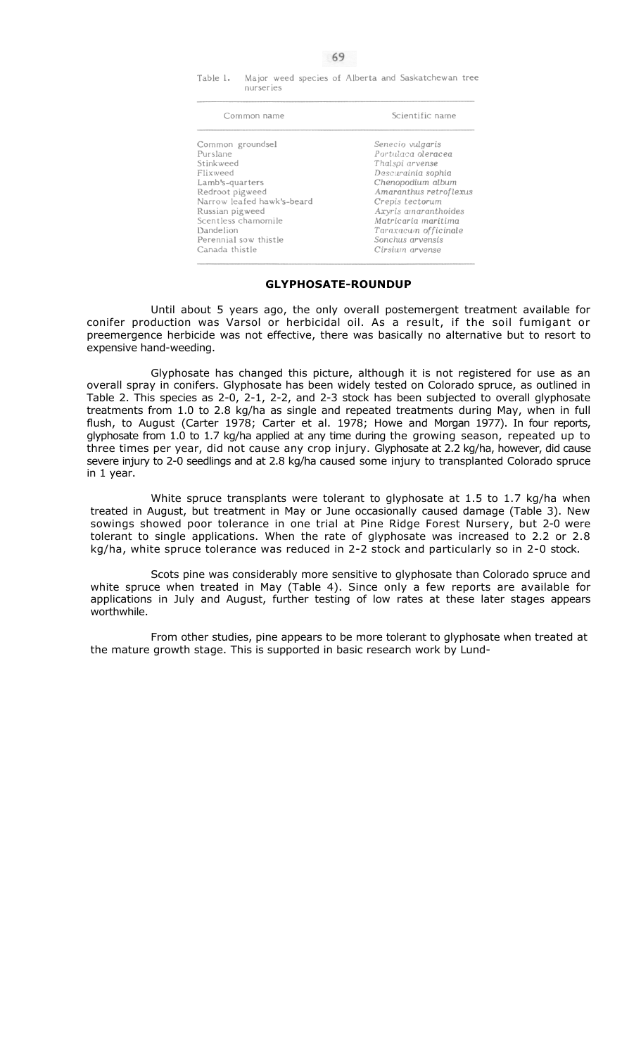Table 1. Major weed species of Alberta and Saskatchewan tree nurseries

| Common name | Scientific name |
|---|---|
| Common groundsel | *Senecio vulgaris* |
| Purslane | *Portulaca oleracea* |
| Stinkweed | *Thalspi arvense* |
| Flixweed | *Descurainia sophia* |
| Lamb's-quarters | *Chenopodium album* |
| Redroot pigweed | *Amaranthus retroflexus* |
| Narrow leafed hawk's-beard | *Crepis tectorum* |
| Russian pigweed | *Axyris amaranthoides* |
| Scentless chamomile | *Matricaria maritima* |
| Dandelion | *Taraxacum officinale* |
| Perennial sow thistle | *Sonchus arvensis* |
| Canada thistle | *Cirsium arvense* |

## GLYPHOSATE-ROUNDUP

Until about 5 years ago, the only overall postemergent treatment available for conifer production was Varsol or herbicidal oil. As a result, if the soil fumigant or preemergence herbicide was not effective, there was basically no alternative but to resort to expensive hand-weeding.

Glyphosate has changed this picture, although it is not registered for use as an overall spray in conifers. Glyphosate has been widely tested on Colorado spruce, as outlined in Table 2. This species as 2-0, 2-1, 2-2, and 2-3 stock has been subjected to overall glyphosate treatments from 1.0 to 2.8 kg/ha as single and repeated treatments during May, when in full flush, to August (Carter 1978; Carter et al. 1978; Howe and Morgan 1977). In four reports, glyphosate from 1.0 to 1.7 kg/ha applied at any time during the growing season, repeated up to three times per year, did not cause any crop injury. Glyphosate at 2.2 kg/ha, however, did cause severe injury to 2-0 seedlings and at 2.8 kg/ha caused some injury to transplanted Colorado spruce in 1 year.

White spruce transplants were tolerant to glyphosate at 1.5 to 1.7 kg/ha when treated in August, but treatment in May or June occasionally caused damage (Table 3). New sowings showed poor tolerance in one trial at Pine Ridge Forest Nursery, but 2-0 were tolerant to single applications. When the rate of glyphosate was increased to 2.2 or 2.8 kg/ha, white spruce tolerance was reduced in 2-2 stock and particularly so in 2-0 stock.

Scots pine was considerably more sensitive to glyphosate than Colorado spruce and white spruce when treated in May (Table 4). Since only a few reports are available for applications in July and August, further testing of low rates at these later stages appears worthwhile.

From other studies, pine appears to be more tolerant to glyphosate when treated at the mature growth stage. This is supported in basic research work by Lund-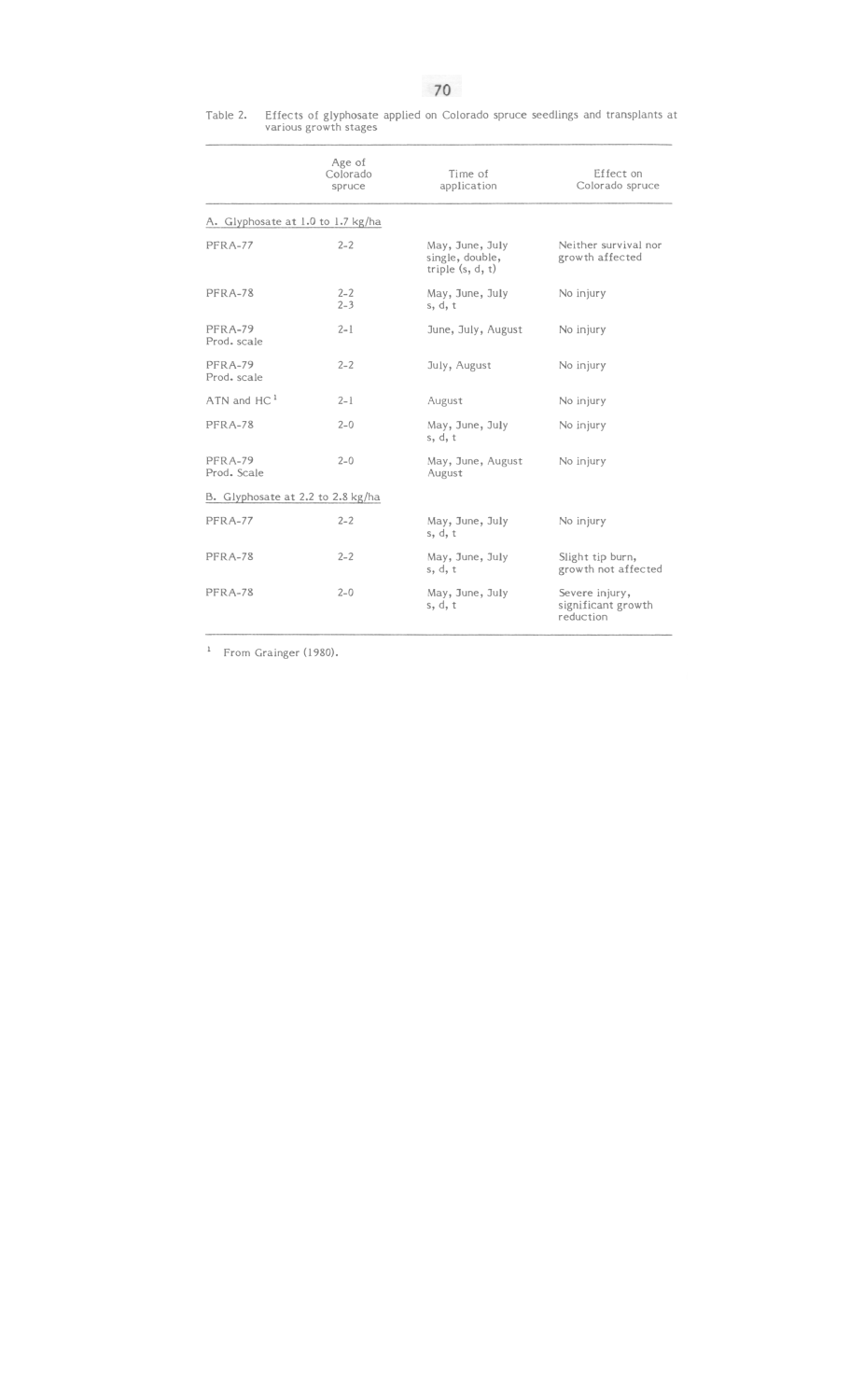Table 2. Effects of glyphosate applied on Colorado spruce seedlings and transplants at various growth stages

| | Age of Colorado spruce | Time of application | Effect on Colorado spruce |
|---|---|---|---|
| A. Glyphosate at 1.0 to 1.7 kg/ha | | | |
| PFRA-77 | 2-2 | May, June, July single, double, triple (s, d, t) | Neither survival nor growth affected |
| PFRA-78 | 2-2<br>2-3 | May, June, July s, d, t | No injury |
| PFRA-79 Prod. scale | 2-1 | June, July, August | No injury |
| PFRA-79 Prod. scale | 2-2 | July, August | No injury |
| ATN and HC[1] | 2-1 | August | No injury |
| PFRA-78 | 2-0 | May, June, July s, d, t | No injury |
| PFRA-79 Prod. Scale | 2-0 | May, June, August August | No injury |
| B. Glyphosate at 2.2 to 2.8 kg/ha | | | |
| PFRA-77 | 2-2 | May, June, July s, d, t | No injury |
| PFRA-78 | 2-2 | May, June, July s, d, t | Slight tip burn, growth not affected |
| PFRA-78 | 2-0 | May, June, July s, d, t | Severe injury, significant growth reduction |

[1] From Grainger (1980).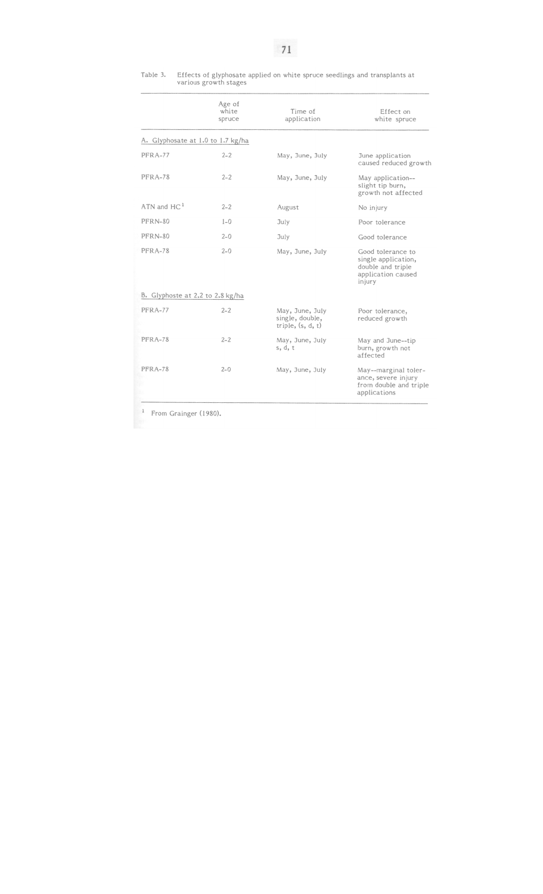Table 3. Effects of glyphosate applied on white spruce seedlings and transplants at various growth stages

| | Age of white spruce | Time of application | Effect on white spruce |
|---|---|---|---|
| A. Glyphosate at 1.0 to 1.7 kg/ha | | | |
| PFRA-77 | 2-2 | May, June, July | June application caused reduced growth |
| PFRA-78 | 2-2 | May, June, July | May application--slight tip burn, growth not affected |
| ATN and HC[1] | 2-2 | August | No injury |
| PFRN-80 | 1-0 | July | Poor tolerance |
| PFRN-80 | 2-0 | July | Good tolerance |
| PFRA-78 | 2-0 | May, June, July | Good tolerance to single application, double and triple application caused injury |
| B. Glyphoste at 2.2 to 2.8 kg/ha | | | |
| PFRA-77 | 2-2 | May, June, July single, double, triple, (s, d, t) | Poor tolerance, reduced growth |
| PFRA-78 | 2-2 | May, June, July s, d, t | May and June--tip burn, growth not affected |
| PFRA-78 | 2-0 | May, June, July | May--marginal tolerance, severe injury from double and triple applications |

[1] From Grainger (1980).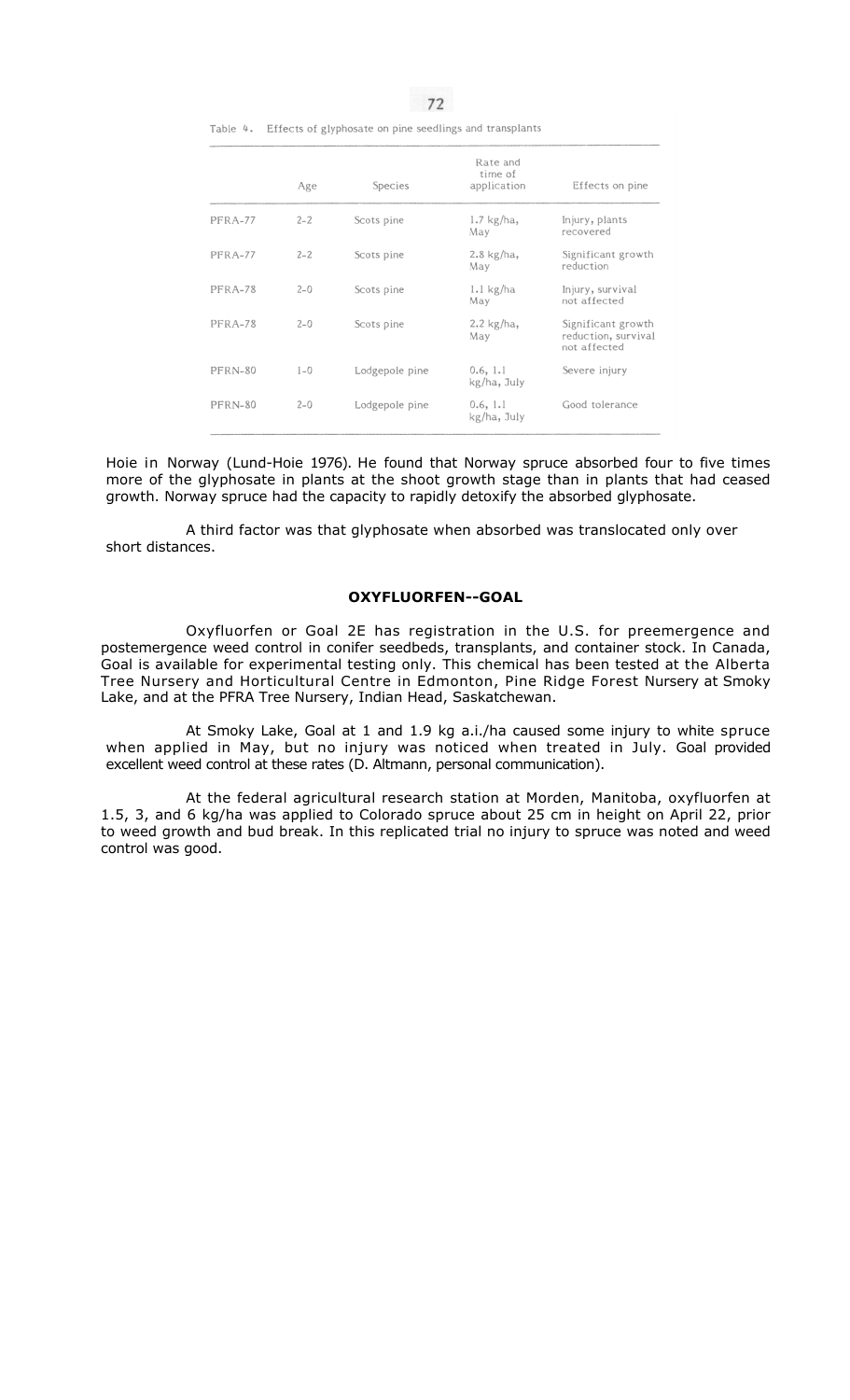Table 4. Effects of glyphosate on pine seedlings and transplants

| | Age | Species | Rate and time of application | Effects on pine |
|---|---|---|---|---|
| PFRA-77 | 2-2 | Scots pine | 1.7 kg/ha, May | Injury, plants recovered |
| PFRA-77 | 2-2 | Scots pine | 2.8 kg/ha, May | Significant growth reduction |
| PFRA-78 | 2-0 | Scots pine | 1.1 kg/ha May | Injury, survival not affected |
| PFRA-78 | 2-0 | Scots pine | 2.2 kg/ha, May | Significant growth reduction, survival not affected |
| PFRN-80 | 1-0 | Lodgepole pine | 0.6, 1.1 kg/ha, July | Severe injury |
| PFRN-80 | 2-0 | Lodgepole pine | 0.6, 1.1 kg/ha, July | Good tolerance |

Hoie in Norway (Lund-Hoie 1976). He found that Norway spruce absorbed four to five times more of the glyphosate in plants at the shoot growth stage than in plants that had ceased growth. Norway spruce had the capacity to rapidly detoxify the absorbed glyphosate.

A third factor was that glyphosate when absorbed was translocated only over short distances.

## OXYFLUORFEN--GOAL

Oxyfluorfen or Goal 2E has registration in the U.S. for preemergence and postemergence weed control in conifer seedbeds, transplants, and container stock. In Canada, Goal is available for experimental testing only. This chemical has been tested at the Alberta Tree Nursery and Horticultural Centre in Edmonton, Pine Ridge Forest Nursery at Smoky Lake, and at the PFRA Tree Nursery, Indian Head, Saskatchewan.

At Smoky Lake, Goal at 1 and 1.9 kg a.i./ha caused some injury to white spruce when applied in May, but no injury was noticed when treated in July. Goal provided excellent weed control at these rates (D. Altmann, personal communication).

At the federal agricultural research station at Morden, Manitoba, oxyfluorfen at 1.5, 3, and 6 kg/ha was applied to Colorado spruce about 25 cm in height on April 22, prior to weed growth and bud break. In this replicated trial no injury to spruce was noted and weed control was good.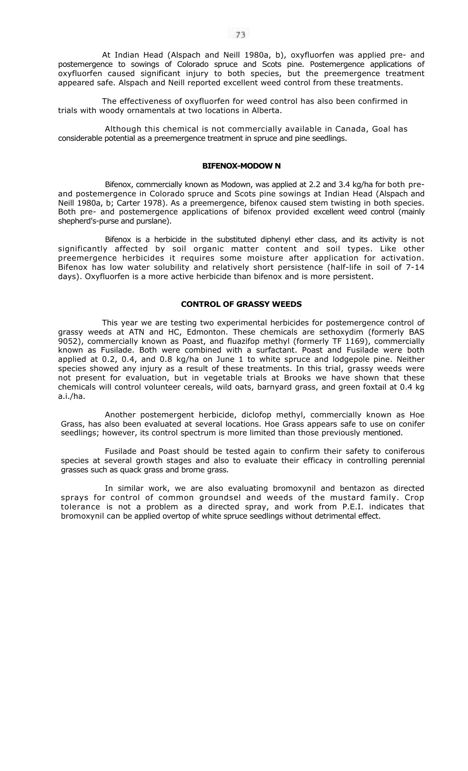At Indian Head (Alspach and Neill 1980a, b), oxyfluorfen was applied pre- and postemergence to sowings of Colorado spruce and Scots pine. Postemergence applications of oxyfluorfen caused significant injury to both species, but the preemergence treatment appeared safe. Alspach and Neill reported excellent weed control from these treatments.

The effectiveness of oxyfluorfen for weed control has also been confirmed in trials with woody ornamentals at two locations in Alberta.

Although this chemical is not commercially available in Canada, Goal has considerable potential as a preemergence treatment in spruce and pine seedlings.

### BIFENOX-MODOW N

Bifenox, commercially known as Modown, was applied at 2.2 and 3.4 kg/ha for both pre- and postemergence in Colorado spruce and Scots pine sowings at Indian Head (Alspach and Neill 1980a, b; Carter 1978). As a preemergence, bifenox caused stem twisting in both species. Both pre- and postemergence applications of bifenox provided excellent weed control (mainly shepherd's-purse and purslane).

Bifenox is a herbicide in the substituted diphenyl ether class, and its activity is not significantly affected by soil organic matter content and soil types. Like other preemergence herbicides it requires some moisture after application for activation. Bifenox has low water solubility and relatively short persistence (half-life in soil of 7-14 days). Oxyfluorfen is a more active herbicide than bifenox and is more persistent.

### CONTROL OF GRASSY WEEDS

This year we are testing two experimental herbicides for postemergence control of grassy weeds at ATN and HC, Edmonton. These chemicals are sethoxydim (formerly BAS 9052), commercially known as Poast, and fluazifop methyl (formerly TF 1169), commercially known as Fusilade. Both were combined with a surfactant. Poast and Fusilade were both applied at 0.2, 0.4, and 0.8 kg/ha on June 1 to white spruce and lodgepole pine. Neither species showed any injury as a result of these treatments. In this trial, grassy weeds were not present for evaluation, but in vegetable trials at Brooks we have shown that these chemicals will control volunteer cereals, wild oats, barnyard grass, and green foxtail at 0.4 kg a.i./ha.

Another postemergent herbicide, diclofop methyl, commercially known as Hoe Grass, has also been evaluated at several locations. Hoe Grass appears safe to use on conifer seedlings; however, its control spectrum is more limited than those previously mentioned.

Fusilade and Poast should be tested again to confirm their safety to coniferous species at several growth stages and also to evaluate their efficacy in controlling perennial grasses such as quack grass and brome grass.

In similar work, we are also evaluating bromoxynil and bentazon as directed sprays for control of common groundsel and weeds of the mustard family. Crop tolerance is not a problem as a directed spray, and work from P.E.I. indicates that bromoxynil can be applied overtop of white spruce seedlings without detrimental effect.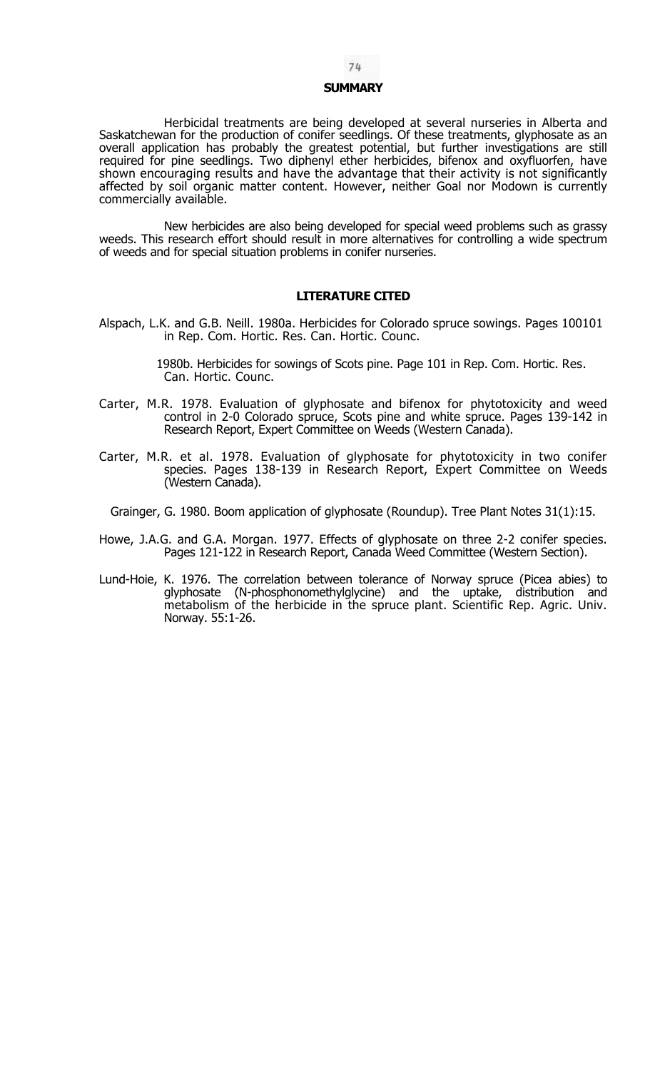## SUMMARY

Herbicidal treatments are being developed at several nurseries in Alberta and Saskatchewan for the production of conifer seedlings. Of these treatments, glyphosate as an overall application has probably the greatest potential, but further investigations are still required for pine seedlings. Two diphenyl ether herbicides, bifenox and oxyfluorfen, have shown encouraging results and have the advantage that their activity is not significantly affected by soil organic matter content. However, neither Goal nor Modown is currently commercially available.

New herbicides are also being developed for special weed problems such as grassy weeds. This research effort should result in more alternatives for controlling a wide spectrum of weeds and for special situation problems in conifer nurseries.

## LITERATURE CITED

Alspach, L.K. and G.B. Neill. 1980a. Herbicides for Colorado spruce sowings. Pages 100101 in Rep. Com. Hortic. Res. Can. Hortic. Counc.

1980b. Herbicides for sowings of Scots pine. Page 101 in Rep. Com. Hortic. Res. Can. Hortic. Counc.

Carter, M.R. 1978. Evaluation of glyphosate and bifenox for phytotoxicity and weed control in 2-0 Colorado spruce, Scots pine and white spruce. Pages 139-142 in Research Report, Expert Committee on Weeds (Western Canada).

Carter, M.R. et al. 1978. Evaluation of glyphosate for phytotoxicity in two conifer species. Pages 138-139 in Research Report, Expert Committee on Weeds (Western Canada).

Grainger, G. 1980. Boom application of glyphosate (Roundup). Tree Plant Notes 31(1):15.

Howe, J.A.G. and G.A. Morgan. 1977. Effects of glyphosate on three 2-2 conifer species. Pages 121-122 in Research Report, Canada Weed Committee (Western Section).

Lund-Hoie, K. 1976. The correlation between tolerance of Norway spruce (Picea abies) to glyphosate (N-phosphonomethylglycine) and the uptake, distribution and metabolism of the herbicide in the spruce plant. Scientific Rep. Agric. Univ. Norway. 55:1-26.